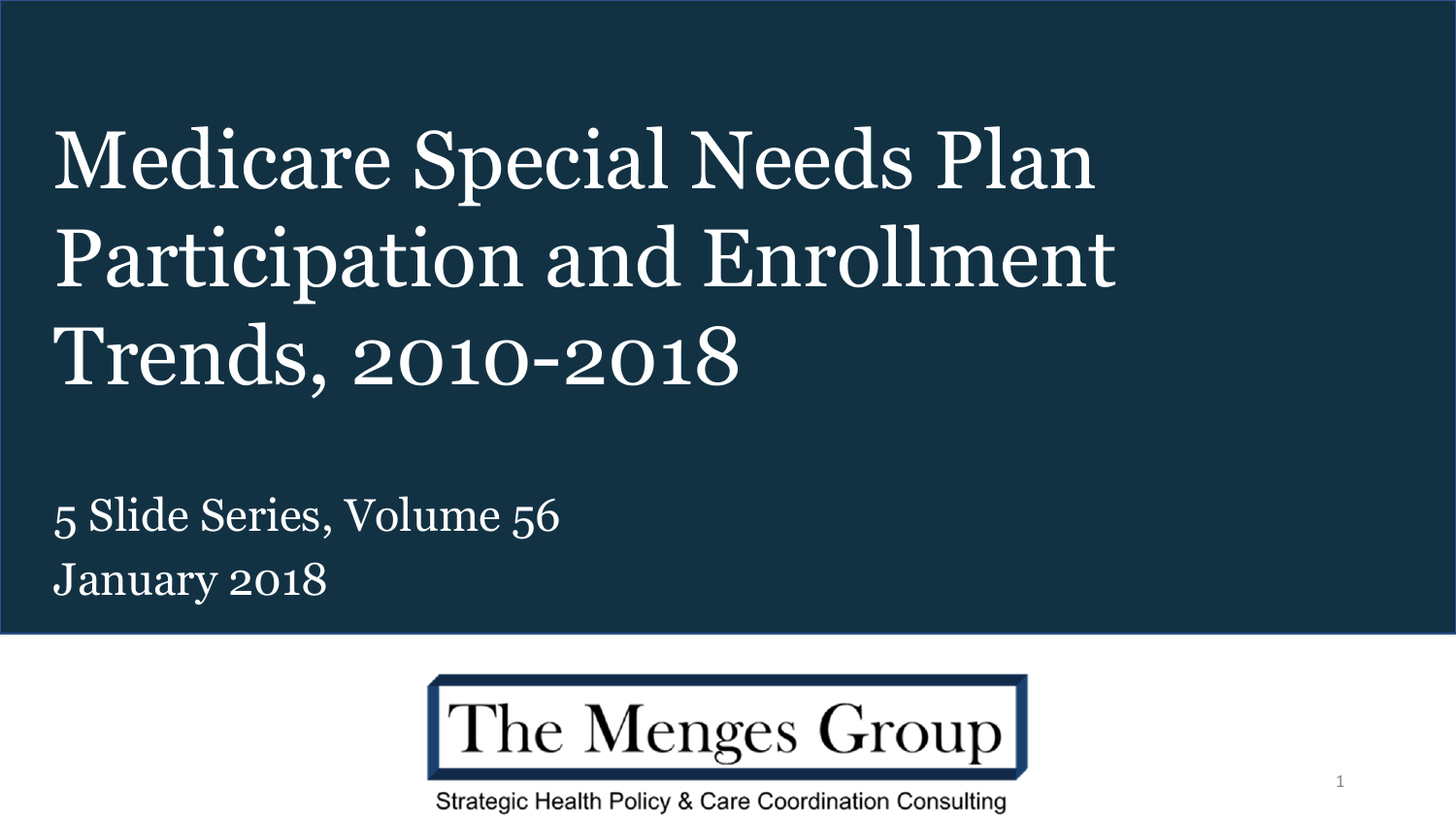# Medicare Special Needs Plan Participation and Enrollment Trends, 2010-2018

5 Slide Series, Volume 56

January 2018

The Menges Group

Strategic Health Policy & Care Coordination Consulting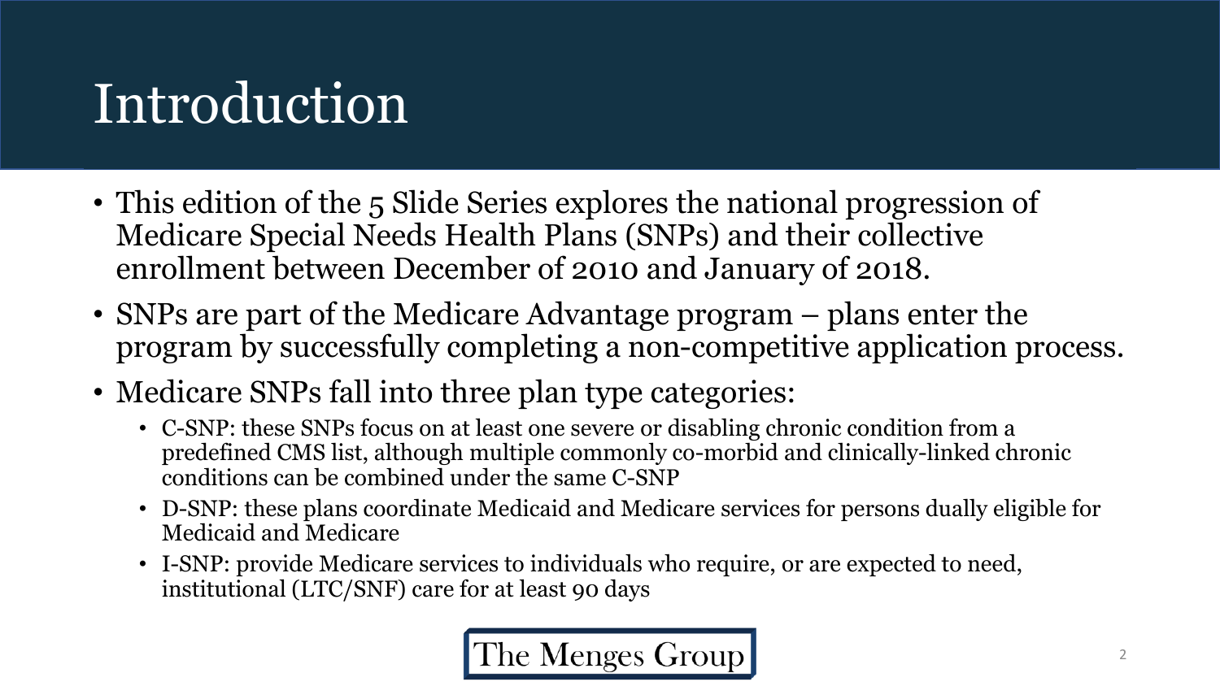# Introduction

- This edition of the 5 Slide Series explores the national progression of Medicare Special Needs Health Plans (SNPs) and their collective enrollment between December of 2010 and January of 2018.
- SNPs are part of the Medicare Advantage program – plans enter the program by successfully completing a non-competitive application process.
- Medicare SNPs fall into three plan type categories:
  - C-SNP: these SNPs focus on at least one severe or disabling chronic condition from a predefined CMS list, although multiple commonly co-morbid and clinically-linked chronic conditions can be combined under the same C-SNP
  - D-SNP: these plans coordinate Medicaid and Medicare services for persons dually eligible for Medicaid and Medicare
  - I-SNP: provide Medicare services to individuals who require, or are expected to need, institutional (LTC/SNF) care for at least 90 days

The Menges Group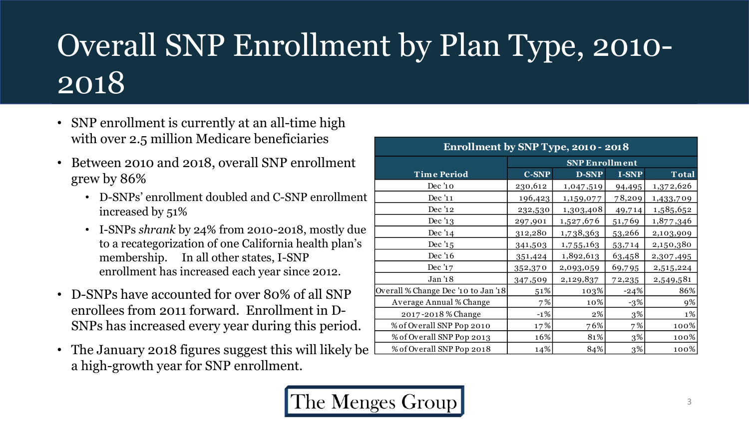# Overall SNP Enrollment by Plan Type, 2010-2018

- SNP enrollment is currently at an all-time high with over 2.5 million Medicare beneficiaries
- Between 2010 and 2018, overall SNP enrollment grew by 86%
  - D-SNPs' enrollment doubled and C-SNP enrollment increased by 51%
  - I-SNPs *shrank* by 24% from 2010-2018, mostly due to a recategorization of one California health plan's membership. In all other states, I-SNP enrollment has increased each year since 2012.
- D-SNPs have accounted for over 80% of all SNP enrollees from 2011 forward. Enrollment in D-SNPs has increased every year during this period.
- The January 2018 figures suggest this will likely be a high-growth year for SNP enrollment.

**Enrollment by SNP Type, 2010 - 2018**

| Time Period | SNP Enrollment | | | |
|---|---|---|---|---|
| | **C-SNP** | **D-SNP** | **I-SNP** | **Total** |
| Dec '10 | 230,612 | 1,047,519 | 94,495 | 1,372,626 |
| Dec '11 | 196,423 | 1,159,077 | 78,209 | 1,433,709 |
| Dec '12 | 232,530 | 1,303,408 | 49,714 | 1,585,652 |
| Dec '13 | 297,901 | 1,527,676 | 51,769 | 1,877,346 |
| Dec '14 | 312,280 | 1,738,363 | 53,266 | 2,103,909 |
| Dec '15 | 341,503 | 1,755,163 | 53,714 | 2,150,380 |
| Dec '16 | 351,424 | 1,892,613 | 63,458 | 2,307,495 |
| Dec '17 | 352,370 | 2,093,059 | 69,795 | 2,515,224 |
| Jan '18 | 347,509 | 2,129,837 | 72,235 | 2,549,581 |
| Overall % Change Dec '10 to Jan '18 | 51% | 103% | -24% | 86% |
| Average Annual % Change | 7% | 10% | -3% | 9% |
| 2017-2018 % Change | -1% | 2% | 3% | 1% |
| % of Overall SNP Pop 2010 | 17% | 76% | 7% | 100% |
| % of Overall SNP Pop 2013 | 16% | 81% | 3% | 100% |
| % of Overall SNP Pop 2018 | 14% | 84% | 3% | 100% |

The Menges Group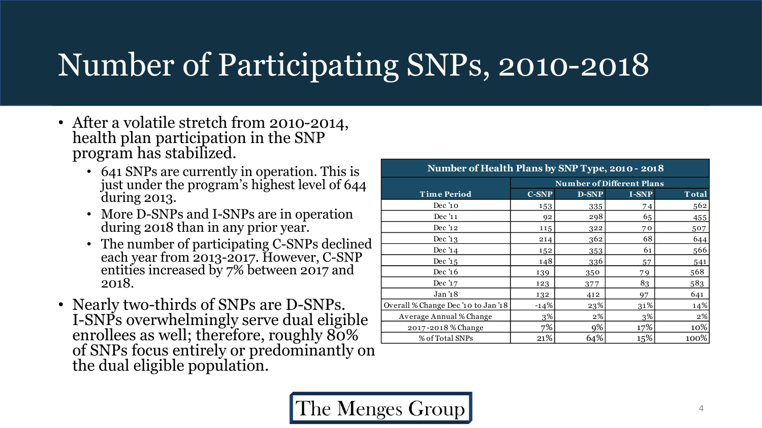# Number of Participating SNPs, 2010-2018

- After a volatile stretch from 2010-2014, health plan participation in the SNP program has stabilized.
  - 641 SNPs are currently in operation. This is just under the program's highest level of 644 during 2013.
  - More D-SNPs and I-SNPs are in operation during 2018 than in any prior year.
  - The number of participating C-SNPs declined each year from 2013-2017. However, C-SNP entities increased by 7% between 2017 and 2018.
- Nearly two-thirds of SNPs are D-SNPs. I-SNPs overwhelmingly serve dual eligible enrollees as well; therefore, roughly 80% of SNPs focus entirely or predominantly on the dual eligible population.

**Number of Health Plans by SNP Type, 2010 - 2018**

| | Number of Different Plans | | | |
|---|---|---|---|---|
| **Time Period** | **C-SNP** | **D-SNP** | **I-SNP** | **Total** |
| Dec '10 | 153 | 335 | 74 | 562 |
| Dec '11 | 92 | 298 | 65 | 455 |
| Dec '12 | 115 | 322 | 70 | 507 |
| Dec '13 | 214 | 362 | 68 | 644 |
| Dec '14 | 152 | 353 | 61 | 566 |
| Dec '15 | 148 | 336 | 57 | 541 |
| Dec '16 | 139 | 350 | 79 | 568 |
| Dec '17 | 123 | 377 | 83 | 583 |
| Jan '18 | 132 | 412 | 97 | 641 |
| Overall % Change Dec '10 to Jan '18 | -14% | 23% | 31% | 14% |
| Average Annual % Change | 3% | 2% | 3% | 2% |
| 2017-2018 % Change | 7% | 9% | 17% | 10% |
| % of Total SNPs | 21% | 64% | 15% | 100% |

The Menges Group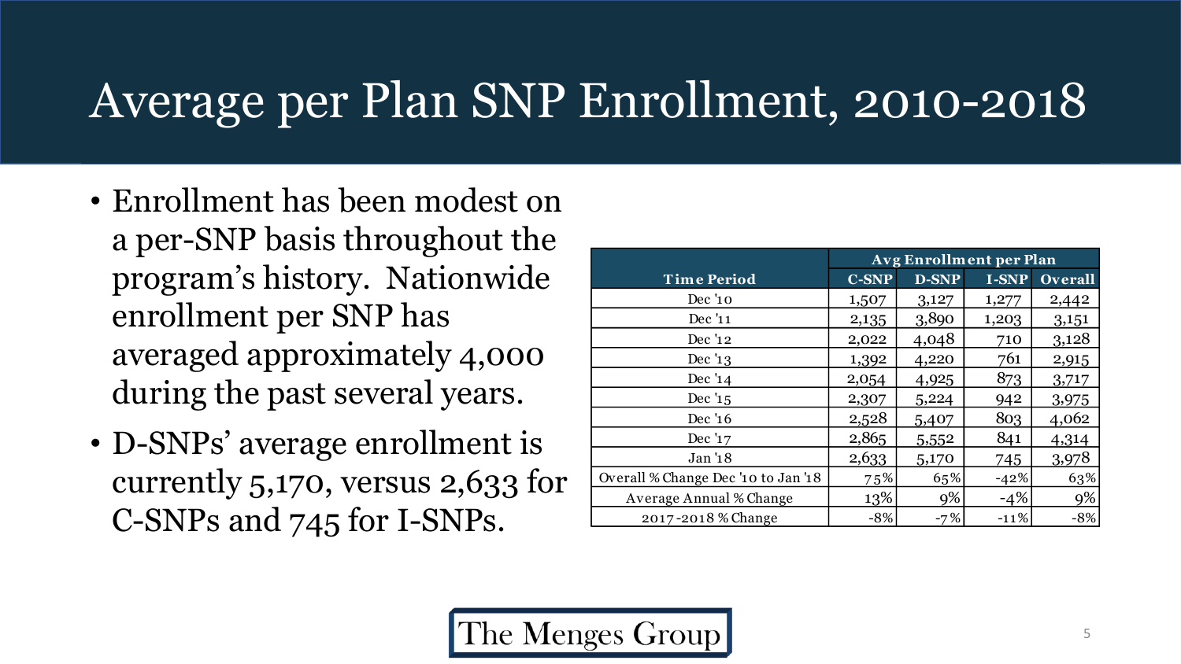# Average per Plan SNP Enrollment, 2010-2018

- Enrollment has been modest on a per-SNP basis throughout the program's history. Nationwide enrollment per SNP has averaged approximately 4,000 during the past several years.
- D-SNPs' average enrollment is currently 5,170, versus 2,633 for C-SNPs and 745 for I-SNPs.

| Time Period | Avg Enrollment per Plan | | | |
|---|---|---|---|---|
| | C-SNP | D-SNP | I-SNP | Overall |
| Dec '10 | 1,507 | 3,127 | 1,277 | 2,442 |
| Dec '11 | 2,135 | 3,890 | 1,203 | 3,151 |
| Dec '12 | 2,022 | 4,048 | 710 | 3,128 |
| Dec '13 | 1,392 | 4,220 | 761 | 2,915 |
| Dec '14 | 2,054 | 4,925 | 873 | 3,717 |
| Dec '15 | 2,307 | 5,224 | 942 | 3,975 |
| Dec '16 | 2,528 | 5,407 | 803 | 4,062 |
| Dec '17 | 2,865 | 5,552 | 841 | 4,314 |
| Jan '18 | 2,633 | 5,170 | 745 | 3,978 |
| Overall % Change Dec '10 to Jan '18 | 75% | 65% | -42% | 63% |
| Average Annual % Change | 13% | 9% | -4% | 9% |
| 2017-2018 % Change | -8% | -7% | -11% | -8% |

The Menges Group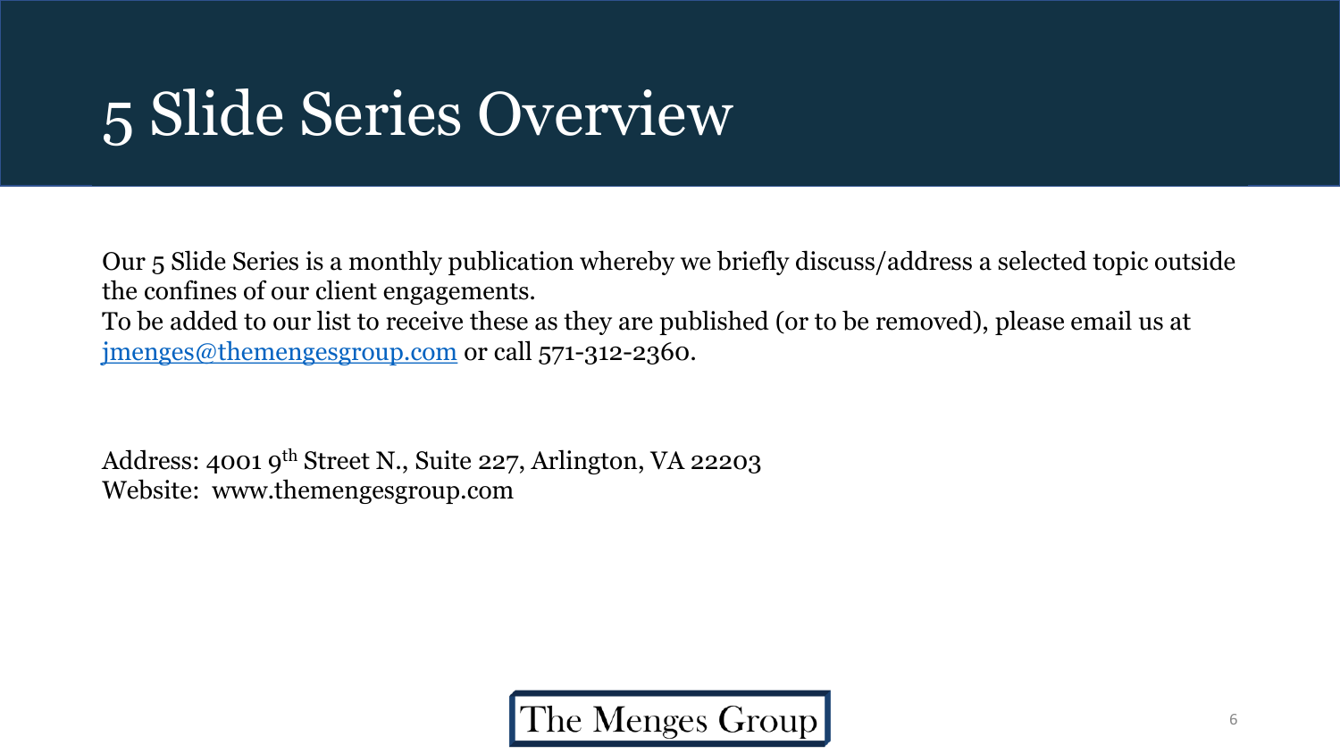# 5 Slide Series Overview

Our 5 Slide Series is a monthly publication whereby we briefly discuss/address a selected topic outside the confines of our client engagements.
To be added to our list to receive these as they are published (or to be removed), please email us at [jmenges@themengesgroup.com](mailto:jmenges@themengesgroup.com) or call 571-312-2360.

Address: 4001 9th Street N., Suite 227, Arlington, VA 22203
Website: www.themengesgroup.com

The Menges Group